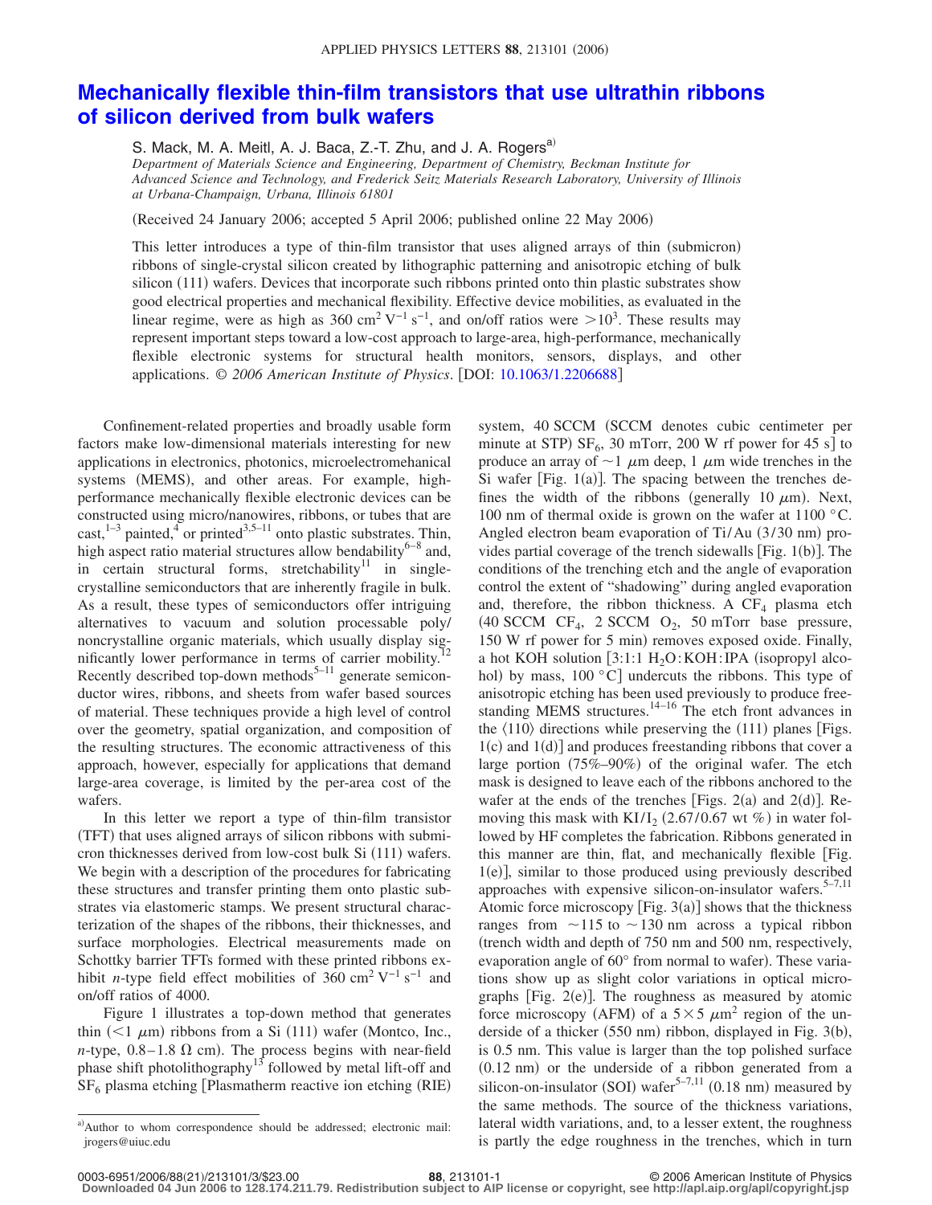# Mechanically flexible thin-film transistors that use ultrathin ribbons of silicon derived from bulk wafers

S. Mack, M. A. Meitl, A. J. Baca, Z.-T. Zhu, and J. A. Rogers[a)]

*Department of Materials Science and Engineering, Department of Chemistry, Beckman Institute for Advanced Science and Technology, and Frederick Seitz Materials Research Laboratory, University of Illinois at Urbana-Champaign, Urbana, Illinois 61801*

(Received 24 January 2006; accepted 5 April 2006; published online 22 May 2006)

This letter introduces a type of thin-film transistor that uses aligned arrays of thin (submicron) ribbons of single-crystal silicon created by lithographic patterning and anisotropic etching of bulk silicon (111) wafers. Devices that incorporate such ribbons printed onto thin plastic substrates show good electrical properties and mechanical flexibility. Effective device mobilities, as evaluated in the linear regime, were as high as 360 $cm^2 V^{-1} s^{-1}$, and on/off ratios were $>10^3$. These results may represent important steps toward a low-cost approach to large-area, high-performance, mechanically flexible electronic systems for structural health monitors, sensors, displays, and other applications. *© 2006 American Institute of Physics*. [DOI: 10.1063/1.2206688]

Confinement-related properties and broadly usable form factors make low-dimensional materials interesting for new applications in electronics, photonics, microelectromehanical systems (MEMS), and other areas. For example, high-performance mechanically flexible electronic devices can be constructed using micro/nanowires, ribbons, or tubes that are cast,[1–3] painted,[4] or printed[3,5–11] onto plastic substrates. Thin, high aspect ratio material structures allow bendability[6–8] and, in certain structural forms, stretchability[11] in single-crystalline semiconductors that are inherently fragile in bulk. As a result, these types of semiconductors offer intriguing alternatives to vacuum and solution processable poly/noncrystalline organic materials, which usually display significantly lower performance in terms of carrier mobility.[12] Recently described top-down methods[5–11] generate semiconductor wires, ribbons, and sheets from wafer based sources of material. These techniques provide a high level of control over the geometry, spatial organization, and composition of the resulting structures. The economic attractiveness of this approach, however, especially for applications that demand large-area coverage, is limited by the per-area cost of the wafers.

In this letter we report a type of thin-film transistor (TFT) that uses aligned arrays of silicon ribbons with submicron thicknesses derived from low-cost bulk Si (111) wafers. We begin with a description of the procedures for fabricating these structures and transfer printing them onto plastic substrates via elastomeric stamps. We present structural characterization of the shapes of the ribbons, their thicknesses, and surface morphologies. Electrical measurements made on Schottky barrier TFTs formed with these printed ribbons exhibit *n*-type field effect mobilities of 360 $cm^2 V^{-1} s^{-1}$ and on/off ratios of 4000.

Figure 1 illustrates a top-down method that generates thin ($<1$ $\mu$m) ribbons from a Si (111) wafer (Montco, Inc., *n*-type, 0.8–1.8 Ω cm). The process begins with near-field phase shift photolithography[13] followed by metal lift-off and $SF_6$ plasma etching [Plasmatherm reactive ion etching (RIE) system, 40 SCCM (SCCM denotes cubic centimeter per minute at STP) $SF_6$, 30 mTorr, 200 W rf power for 45 s] to produce an array of ~1 $\mu$m deep, 1 $\mu$m wide trenches in the Si wafer [Fig. 1(a)]. The spacing between the trenches defines the width of the ribbons (generally 10 $\mu$m). Next, 100 nm of thermal oxide is grown on the wafer at 1100 °C. Angled electron beam evaporation of Ti/Au (3/30 nm) provides partial coverage of the trench sidewalls [Fig. 1(b)]. The conditions of the trenching etch and the angle of evaporation control the extent of "shadowing" during angled evaporation and, therefore, the ribbon thickness. A $CF_4$ plasma etch (40 SCCM $CF_4$, 2 SCCM $O_2$, 50 mTorr base pressure, 150 W rf power for 5 min) removes exposed oxide. Finally, a hot KOH solution [3:1:1 $H_2O$:KOH:IPA (isopropyl alcohol) by mass, 100 °C] undercuts the ribbons. This type of anisotropic etching has been used previously to produce freestanding MEMS structures.[14–16] The etch front advances in the ⟨110⟩ directions while preserving the (111) planes [Figs. 1(c) and 1(d)] and produces freestanding ribbons that cover a large portion (75%–90%) of the original wafer. The etch mask is designed to leave each of the ribbons anchored to the wafer at the ends of the trenches [Figs. 2(a) and 2(d)]. Removing this mask with $KI/I_2$ (2.67/0.67 wt %) in water followed by HF completes the fabrication. Ribbons generated in this manner are thin, flat, and mechanically flexible [Fig. 1(e)], similar to those produced using previously described approaches with expensive silicon-on-insulator wafers.[5–7,11] Atomic force microscopy [Fig. 3(a)] shows that the thickness ranges from ~115 to ~130 nm across a typical ribbon (trench width and depth of 750 nm and 500 nm, respectively, evaporation angle of 60° from normal to wafer). These variations show up as slight color variations in optical micrographs [Fig. 2(e)]. The roughness as measured by atomic force microscopy (AFM) of a 5×5 $\mu m^2$ region of the underside of a thicker (550 nm) ribbon, displayed in Fig. 3(b), is 0.5 nm. This value is larger than the top polished surface (0.12 nm) or the underside of a ribbon generated from a silicon-on-insulator (SOI) wafer[5–7,11] (0.18 nm) measured by the same methods. The source of the thickness variations, lateral width variations, and, to a lesser extent, the roughness is partly the edge roughness in the trenches, which in turn

[a)]Author to whom correspondence should be addressed; electronic mail: jrogers@uiuc.edu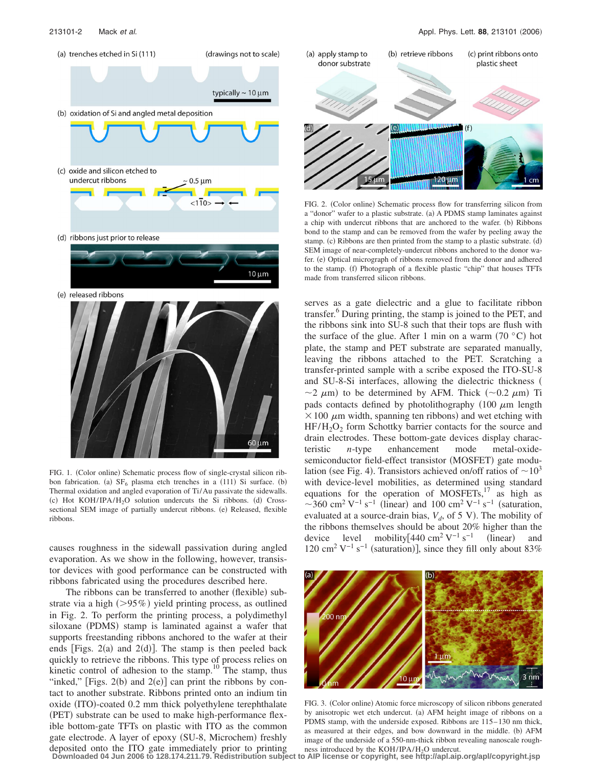FIG. 1. (Color online) Schematic process flow of single-crystal silicon ribbon fabrication. (a) $SF_6$ plasma etch trenches in a (111) Si surface. (b) Thermal oxidation and angled evaporation of Ti/Au passivate the sidewalls. (c) Hot KOH/IPA/$H_2O$ solution undercuts the Si ribbons. (d) Cross-sectional SEM image of partially undercut ribbons. (e) Released, flexible ribbons.

causes roughness in the sidewall passivation during angled evaporation. As we show in the following, however, transistor devices with good performance can be constructed with ribbons fabricated using the procedures described here.

The ribbons can be transferred to another (flexible) substrate via a high (>95%) yield printing process, as outlined in Fig. 2. To perform the printing process, a polydimethyl siloxane (PDMS) stamp is laminated against a wafer that supports freestanding ribbons anchored to the wafer at their ends [Figs. 2(a) and 2(d)]. The stamp is then peeled back quickly to retrieve the ribbons. This type of process relies on kinetic control of adhesion to the stamp.[10] The stamp, thus "inked," [Figs. 2(b) and 2(e)] can print the ribbons by contact to another substrate. Ribbons printed onto an indium tin oxide (ITO)-coated 0.2 mm thick polyethylene terephthalate (PET) substrate can be used to make high-performance flexible bottom-gate TFTs on plastic with ITO as the common gate electrode. A layer of epoxy (SU-8, Microchem) freshly deposited onto the ITO gate immediately prior to printing serves as a gate dielectric and a glue to facilitate ribbon transfer.[6] During printing, the stamp is joined to the PET, and the ribbons sink into SU-8 such that their tops are flush with the surface of the glue. After 1 min on a warm (70 °C) hot plate, the stamp and PET substrate are separated manually, leaving the ribbons attached to the PET. Scratching a transfer-printed sample with a scribe exposed the ITO-SU-8 and SU-8-Si interfaces, allowing the dielectric thickness ($\sim 2$ $\mu$m) to be determined by AFM. Thick ($\sim 0.2$ $\mu$m) Ti pads contacts defined by photolithography (100 $\mu$m length $\times$ 100 $\mu$m width, spanning ten ribbons) and wet etching with HF/$H_2O_2$ form Schottky barrier contacts for the source and drain electrodes. These bottom-gate devices display characteristic $n$-type enhancement mode metal-oxide-semiconductor field-effect transistor (MOSFET) gate modulation (see Fig. 4). Transistors achieved on/off ratios of $\sim 10^3$ with device-level mobilities, as determined using standard equations for the operation of MOSFETs,[17] as high as $\sim 360$ $cm^2$ $V^{-1}$ $s^{-1}$ (linear) and 100 $cm^2$ $V^{-1}$ $s^{-1}$ (saturation), evaluated at a source-drain bias, $V_d$, of 5 V). The mobility of the ribbons themselves should be about 20% higher than the device level mobility[440 $cm^2$ $V^{-1}$ $s^{-1}$ (linear) and 120 $cm^2$ $V^{-1}$ $s^{-1}$ (saturation)], since they fill only about 83%

FIG. 2. (Color online) Schematic process flow for transferring silicon from a "donor" wafer to a plastic substrate. (a) A PDMS stamp laminates against a chip with undercut ribbons that are anchored to the wafer. (b) Ribbons bond to the stamp and can be removed from the wafer by peeling away the stamp. (c) Ribbons are then printed from the stamp to a plastic substrate. (d) SEM image of near-completely-undercut ribbons anchored to the donor wafer. (e) Optical micrograph of ribbons removed from the donor and adhered to the stamp. (f) Photograph of a flexible plastic "chip" that houses TFTs made from transferred silicon ribbons.

FIG. 3. (Color online) Atomic force microscopy of silicon ribbons generated by anisotropic wet etch undercut. (a) AFM height image of ribbons on a PDMS stamp, with the underside exposed. Ribbons are 115–130 nm thick, as measured at their edges, and bow downward in the middle. (b) AFM image of the underside of a 550-nm-thick ribbon revealing nanoscale roughness introduced by the KOH/IPA/$H_2O$ undercut.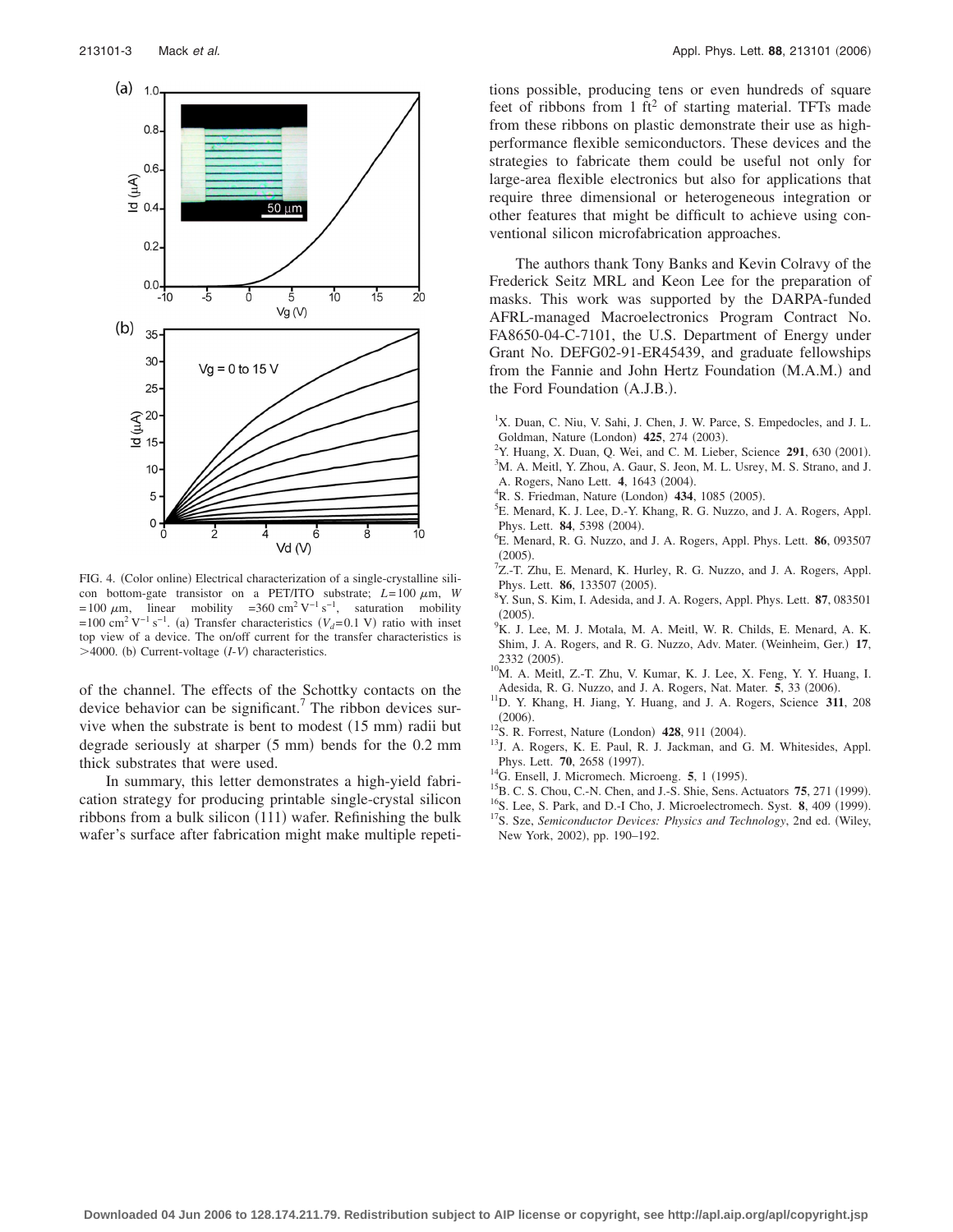(a)

1.0
0.8
0.6
0.4
0.2
0.0
Id (μA)
-10 -5 0 5 10 15 20
Vg (V)
50 μm

(b)

35
30
25
20
15
10
5
0
Id (μA)
Vg = 0 to 15 V
0 2 4 6 8 10
Vd (V)

FIG. 4. (Color online) Electrical characterization of a single-crystalline silicon bottom-gate transistor on a PET/ITO substrate; $L=100\ \mu\text{m}$, $W=100\ \mu\text{m}$, linear mobility $=360\ \text{cm}^2\,\text{V}^{-1}\,\text{s}^{-1}$, saturation mobility $=100\ \text{cm}^2\,\text{V}^{-1}\,\text{s}^{-1}$. (a) Transfer characteristics ($V_d=0.1$ V) ratio with inset top view of a device. The on/off current for the transfer characteristics is >4000. (b) Current-voltage (*I-V*) characteristics.

of the channel. The effects of the Schottky contacts on the device behavior can be significant.[7] The ribbon devices survive when the substrate is bent to modest (15 mm) radii but degrade seriously at sharper (5 mm) bends for the 0.2 mm thick substrates that were used.

In summary, this letter demonstrates a high-yield fabrication strategy for producing printable single-crystal silicon ribbons from a bulk silicon (111) wafer. Refinishing the bulk wafer's surface after fabrication might make multiple repetitions possible, producing tens or even hundreds of square feet of ribbons from 1 $\text{ft}^2$ of starting material. TFTs made from these ribbons on plastic demonstrate their use as high-performance flexible semiconductors. These devices and the strategies to fabricate them could be useful not only for large-area flexible electronics but also for applications that require three dimensional or heterogeneous integration or other features that might be difficult to achieve using conventional silicon microfabrication approaches.

The authors thank Tony Banks and Kevin Colravy of the Frederick Seitz MRL and Keon Lee for the preparation of masks. This work was supported by the DARPA-funded AFRL-managed Macroelectronics Program Contract No. FA8650-04-C-7101, the U.S. Department of Energy under Grant No. DEFG02-91-ER45439, and graduate fellowships from the Fannie and John Hertz Foundation (M.A.M.) and the Ford Foundation (A.J.B.).

[1] X. Duan, C. Niu, V. Sahi, J. Chen, J. W. Parce, S. Empedocles, and J. L. Goldman, Nature (London) **425**, 274 (2003).
[2] Y. Huang, X. Duan, Q. Wei, and C. M. Lieber, Science **291**, 630 (2001).
[3] M. A. Meitl, Y. Zhou, A. Gaur, S. Jeon, M. L. Usrey, M. S. Strano, and J. A. Rogers, Nano Lett. **4**, 1643 (2004).
[4] R. S. Friedman, Nature (London) **434**, 1085 (2005).
[5] E. Menard, K. J. Lee, D.-Y. Khang, R. G. Nuzzo, and J. A. Rogers, Appl. Phys. Lett. **84**, 5398 (2004).
[6] E. Menard, R. G. Nuzzo, and J. A. Rogers, Appl. Phys. Lett. **86**, 093507 (2005).
[7] Z.-T. Zhu, E. Menard, K. Hurley, R. G. Nuzzo, and J. A. Rogers, Appl. Phys. Lett. **86**, 133507 (2005).
[8] Y. Sun, S. Kim, I. Adesida, and J. A. Rogers, Appl. Phys. Lett. **87**, 083501 (2005).
[9] K. J. Lee, M. J. Motala, M. A. Meitl, W. R. Childs, E. Menard, A. K. Shim, J. A. Rogers, and R. G. Nuzzo, Adv. Mater. (Weinheim, Ger.) **17**, 2332 (2005).
[10] M. A. Meitl, Z.-T. Zhu, V. Kumar, K. J. Lee, X. Feng, Y. Y. Huang, I. Adesida, R. G. Nuzzo, and J. A. Rogers, Nat. Mater. **5**, 33 (2006).
[11] D. Y. Khang, H. Jiang, Y. Huang, and J. A. Rogers, Science **311**, 208 (2006).
[12] S. R. Forrest, Nature (London) **428**, 911 (2004).
[13] J. A. Rogers, K. E. Paul, R. J. Jackman, and G. M. Whitesides, Appl. Phys. Lett. **70**, 2658 (1997).
[14] G. Ensell, J. Micromech. Microeng. **5**, 1 (1995).
[15] B. C. S. Chou, C.-N. Chen, and J.-S. Shie, Sens. Actuators **75**, 271 (1999).
[16] S. Lee, S. Park, and D.-I Cho, J. Microelectromech. Syst. **8**, 409 (1999).
[17] S. Sze, *Semiconductor Devices: Physics and Technology*, 2nd ed. (Wiley, New York, 2002), pp. 190–192.